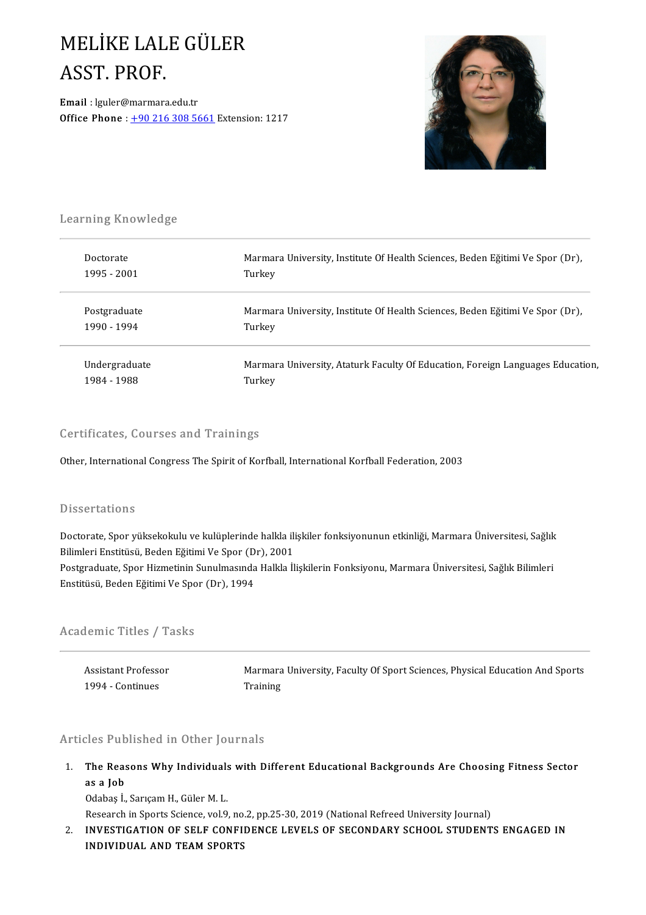# MELİKE LALE GÜLER
# ASST. PROF.

**Email** : lguler@marmara.edu.tr
**Office Phone** : +90 216 308 5661 Extension: 1217

## Learning Knowledge

| | |
|---|---|
| Doctorate<br>1995 - 2001 | Marmara University, Institute Of Health Sciences, Beden Eğitimi Ve Spor (Dr), Turkey |
| Postgraduate<br>1990 - 1994 | Marmara University, Institute Of Health Sciences, Beden Eğitimi Ve Spor (Dr), Turkey |
| Undergraduate<br>1984 - 1988 | Marmara University, Ataturk Faculty Of Education, Foreign Languages Education, Turkey |

## Certificates, Courses and Trainings

Other, International Congress The Spirit of Korfball, International Korfball Federation, 2003

## Dissertations

Doctorate, Spor yüksekokulu ve kulüplerinde halkla ilişkiler fonksiyonunun etkinliği, Marmara Üniversitesi, Sağlık Bilimleri Enstitüsü, Beden Eğitimi Ve Spor (Dr), 2001
Postgraduate, Spor Hizmetinin Sunulmasında Halkla İlişkilerin Fonksiyonu, Marmara Üniversitesi, Sağlık Bilimleri Enstitüsü, Beden Eğitimi Ve Spor (Dr), 1994

## Academic Titles / Tasks

| | |
|---|---|
| Assistant Professor<br>1994 - Continues | Marmara University, Faculty Of Sport Sciences, Physical Education And Sports Training |

## Articles Published in Other Journals

1. **The Reasons Why Individuals with Different Educational Backgrounds Are Choosing Fitness Sector as a Job**
   Odabaş İ., Sarıçam H., Güler M. L.
   Research in Sports Science, vol.9, no.2, pp.25-30, 2019 (National Refreed University Journal)
2. **INVESTIGATION OF SELF CONFIDENCE LEVELS OF SECONDARY SCHOOL STUDENTS ENGAGED IN INDIVIDUAL AND TEAM SPORTS**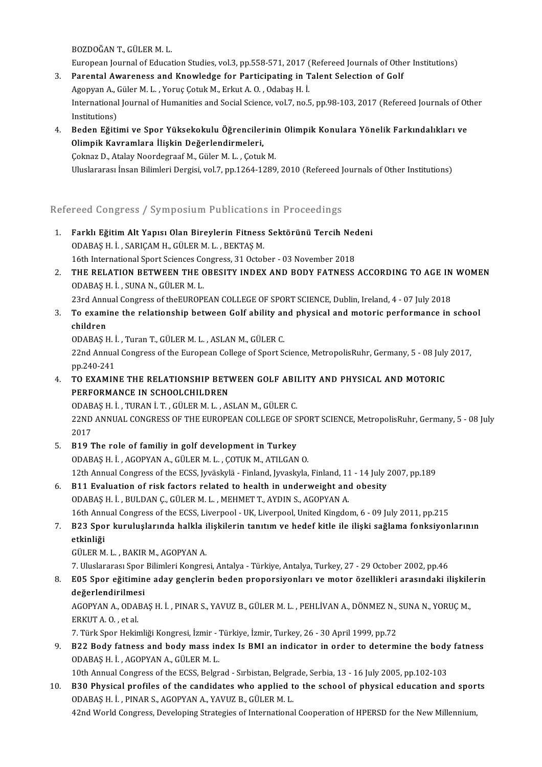BOZDOĞAN T., GÜLER M. L.
European Journal of Education Studies, vol.3, pp.558-571, 2017 (Refereed Journals of Other Institutions)

3. **Parental Awareness and Knowledge for Participating in Talent Selection of Golf**
   Agopyan A., Güler M. L. , Yoruç Çotuk M., Erkut A. O. , Odabaş H. İ.
   International Journal of Humanities and Social Science, vol.7, no.5, pp.98-103, 2017 (Refereed Journals of Other Institutions)
4. **Beden Eğitimi ve Spor Yüksekokulu Öğrencilerinin Olimpik Konulara Yönelik Farkındalıkları ve Olimpik Kavramlara İlişkin Değerlendirmeleri,**
   Çoknaz D., Atalay Noordegraaf M., Güler M. L. , Çotuk M.
   Uluslararası İnsan Bilimleri Dergisi, vol.7, pp.1264-1289, 2010 (Refereed Journals of Other Institutions)

## Refereed Congress / Symposium Publications in Proceedings

1. **Farklı Eğitim Alt Yapısı Olan Bireylerin Fitness Sektörünü Tercih Nedeni**
   ODABAŞ H. İ. , SARIÇAM H., GÜLER M. L. , BEKTAŞ M.
   16th International Sport Sciences Congress, 31 October - 03 November 2018
2. **THE RELATION BETWEEN THE OBESITY INDEX AND BODY FATNESS ACCORDING TO AGE IN WOMEN**
   ODABAŞ H. İ. , SUNA N., GÜLER M. L.
   23rd Annual Congress of theEUROPEAN COLLEGE OF SPORT SCIENCE, Dublin, Ireland, 4 - 07 July 2018
3. **To examine the relationship between Golf ability and physical and motoric performance in school children**
   ODABAŞ H. İ. , Turan T., GÜLER M. L. , ASLAN M., GÜLER C.
   22nd Annual Congress of the European College of Sport Science, MetropolisRuhr, Germany, 5 - 08 July 2017, pp.240-241
4. **TO EXAMINE THE RELATIONSHIP BETWEEN GOLF ABILITY AND PHYSICAL AND MOTORIC PERFORMANCE IN SCHOOLCHILDREN**
   ODABAŞ H. İ. , TURAN İ. T. , GÜLER M. L. , ASLAN M., GÜLER C.
   22ND ANNUAL CONGRESS OF THE EUROPEAN COLLEGE OF SPORT SCIENCE, MetropolisRuhr, Germany, 5 - 08 July 2017
5. **B19 The role of familiy in golf development in Turkey**
   ODABAŞ H. İ. , AGOPYAN A., GÜLER M. L. , ÇOTUK M., ATILGAN O.
   12th Annual Congress of the ECSS, Jyväskylä - Finland, Jyvaskyla, Finland, 11 - 14 July 2007, pp.189
6. **B11 Evaluation of risk factors related to health in underweight and obesity**
   ODABAŞ H. İ. , BULDAN Ç., GÜLER M. L. , MEHMET T., AYDIN S., AGOPYAN A.
   16th Annual Congress of the ECSS, Liverpool - UK, Liverpool, United Kingdom, 6 - 09 July 2011, pp.215
7. **B23 Spor kuruluşlarında halkla ilişkilerin tanıtım ve hedef kitle ile ilişki sağlama fonksiyonlarının etkinliği**
   GÜLER M. L. , BAKIR M., AGOPYAN A.
   7. Uluslararası Spor Bilimleri Kongresi, Antalya - Türkiye, Antalya, Turkey, 27 - 29 October 2002, pp.46
8. **E05 Spor eğitimine aday gençlerin beden proporsiyonları ve motor özellikleri arasındaki ilişkilerin değerlendirilmesi**
   AGOPYAN A., ODABAŞ H. İ. , PINAR S., YAVUZ B., GÜLER M. L. , PEHLİVAN A., DÖNMEZ N., SUNA N., YORUÇ M., ERKUT A. O. , et al.
   7. Türk Spor Hekimliği Kongresi, İzmir - Türkiye, İzmir, Turkey, 26 - 30 April 1999, pp.72
9. **B22 Body fatness and body mass index Is BMI an indicator in order to determine the body fatness**
   ODABAŞ H. İ. , AGOPYAN A., GÜLER M. L.
   10th Annual Congress of the ECSS, Belgrad - Sırbistan, Belgrade, Serbia, 13 - 16 July 2005, pp.102-103
10. **B30 Physical profiles of the candidates who applied to the school of physical education and sports**
    ODABAŞ H. İ. , PINAR S., AGOPYAN A., YAVUZ B., GÜLER M. L.
    42nd World Congress, Developing Strategies of International Cooperation of HPERSD for the New Millennium,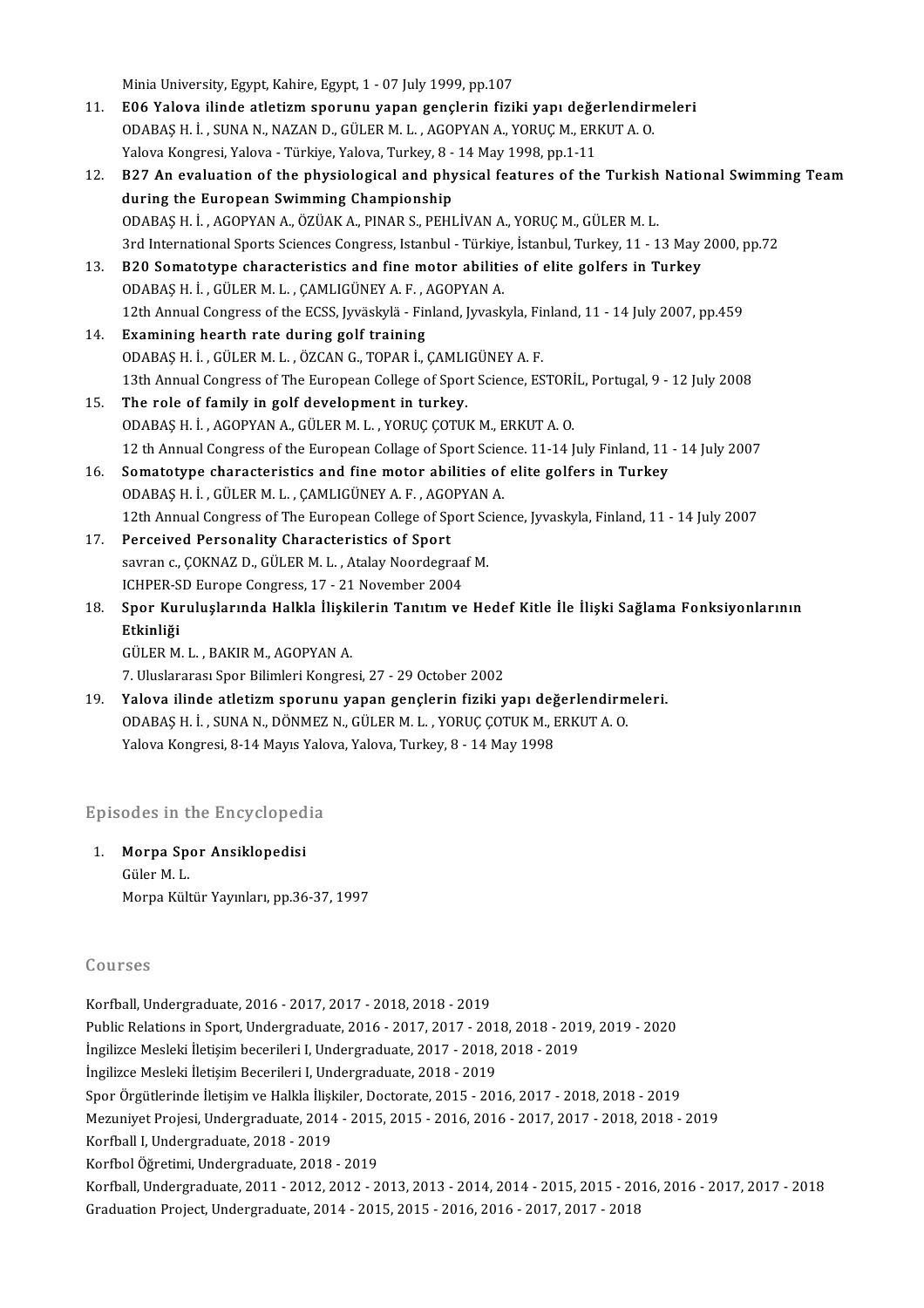Minia University, Egypt, Kahire, Egypt, 1 - 07 July 1999, pp.107

11. **E06 Yalova ilinde atletizm sporunu yapan gençlerin fiziki yapı değerlendirmeleri**
    ODABAŞ H. İ. , SUNA N., NAZAN D., GÜLER M. L. , AGOPYAN A., YORUÇ M., ERKUT A. O.
    Yalova Kongresi, Yalova - Türkiye, Yalova, Turkey, 8 - 14 May 1998, pp.1-11
12. **B27 An evaluation of the physiological and physical features of the Turkish National Swimming Team during the European Swimming Championship**
    ODABAŞ H. İ. , AGOPYAN A., ÖZÜAK A., PINAR S., PEHLİVAN A., YORUÇ M., GÜLER M. L.
    3rd International Sports Sciences Congress, Istanbul - Türkiye, İstanbul, Turkey, 11 - 13 May 2000, pp.72
13. **B20 Somatotype characteristics and fine motor abilities of elite golfers in Turkey**
    ODABAŞ H. İ. , GÜLER M. L. , ÇAMLIGÜNEY A. F. , AGOPYAN A.
    12th Annual Congress of the ECSS, Jyväskylä - Finland, Jyvaskyla, Finland, 11 - 14 July 2007, pp.459
14. **Examining hearth rate during golf training**
    ODABAŞ H. İ. , GÜLER M. L. , ÖZCAN G., TOPAR İ., ÇAMLIGÜNEY A. F.
    13th Annual Congress of The European College of Sport Science, ESTORİL, Portugal, 9 - 12 July 2008
15. **The role of family in golf development in turkey.**
    ODABAŞ H. İ. , AGOPYAN A., GÜLER M. L. , YORUÇ ÇOTUK M., ERKUT A. O.
    12 th Annual Congress of the European Collage of Sport Science. 11-14 July Finland, 11 - 14 July 2007
16. **Somatotype characteristics and fine motor abilities of elite golfers in Turkey**
    ODABAŞ H. İ. , GÜLER M. L. , ÇAMLIGÜNEY A. F. , AGOPYAN A.
    12th Annual Congress of The European College of Sport Science, Jyvaskyla, Finland, 11 - 14 July 2007
17. **Perceived Personality Characteristics of Sport**
    savran c., ÇOKNAZ D., GÜLER M. L. , Atalay Noordegraaf M.
    ICHPER-SD Europe Congress, 17 - 21 November 2004
18. **Spor Kuruluşlarında Halkla İlişkilerin Tanıtım ve Hedef Kitle İle İlişki Sağlama Fonksiyonlarının Etkinliği**
    GÜLER M. L. , BAKIR M., AGOPYAN A.
    7. Uluslararası Spor Bilimleri Kongresi, 27 - 29 October 2002
19. **Yalova ilinde atletizm sporunu yapan gençlerin fiziki yapı değerlendirmeleri.**
    ODABAŞ H. İ. , SUNA N., DÖNMEZ N., GÜLER M. L. , YORUÇ ÇOTUK M., ERKUT A. O.
    Yalova Kongresi, 8-14 Mayıs Yalova, Yalova, Turkey, 8 - 14 May 1998

## Episodes in the Encyclopedia

1. **Morpa Spor Ansiklopedisi**
   Güler M. L.
   Morpa Kültür Yayınları, pp.36-37, 1997

## Courses

Korfball, Undergraduate, 2016 - 2017, 2017 - 2018, 2018 - 2019
Public Relations in Sport, Undergraduate, 2016 - 2017, 2017 - 2018, 2018 - 2019, 2019 - 2020
İngilizce Mesleki İletişim becerileri I, Undergraduate, 2017 - 2018, 2018 - 2019
İngilizce Mesleki İletişim Becerileri I, Undergraduate, 2018 - 2019
Spor Örgütlerinde İletişim ve Halkla İlişkiler, Doctorate, 2015 - 2016, 2017 - 2018, 2018 - 2019
Mezuniyet Projesi, Undergraduate, 2014 - 2015, 2015 - 2016, 2016 - 2017, 2017 - 2018, 2018 - 2019
Korfball I, Undergraduate, 2018 - 2019
Korfbol Öğretimi, Undergraduate, 2018 - 2019
Korfball, Undergraduate, 2011 - 2012, 2012 - 2013, 2013 - 2014, 2014 - 2015, 2015 - 2016, 2016 - 2017, 2017 - 2018
Graduation Project, Undergraduate, 2014 - 2015, 2015 - 2016, 2016 - 2017, 2017 - 2018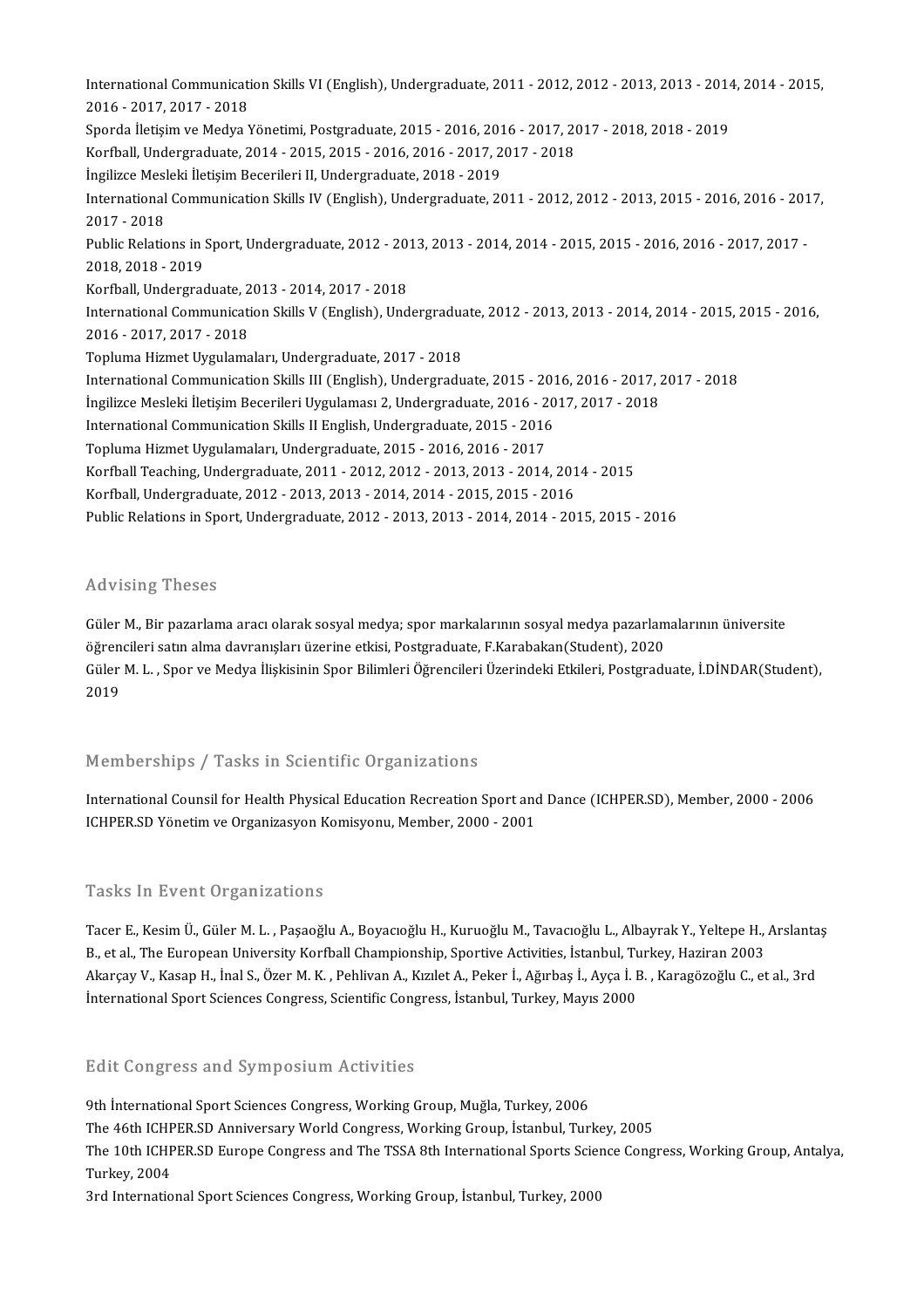International Communication Skills VI (English), Undergraduate, 2011 - 2012, 2012 - 2013, 2013 - 2014, 2014 - 2015, 2016 - 2017, 2017 - 2018
Sporda İletişim ve Medya Yönetimi, Postgraduate, 2015 - 2016, 2016 - 2017, 2017 - 2018, 2018 - 2019
Korfball, Undergraduate, 2014 - 2015, 2015 - 2016, 2016 - 2017, 2017 - 2018
İngilizce Mesleki İletişim Becerileri II, Undergraduate, 2018 - 2019
International Communication Skills IV (English), Undergraduate, 2011 - 2012, 2012 - 2013, 2015 - 2016, 2016 - 2017, 2017 - 2018
Public Relations in Sport, Undergraduate, 2012 - 2013, 2013 - 2014, 2014 - 2015, 2015 - 2016, 2016 - 2017, 2017 - 2018, 2018 - 2019
Korfball, Undergraduate, 2013 - 2014, 2017 - 2018
International Communication Skills V (English), Undergraduate, 2012 - 2013, 2013 - 2014, 2014 - 2015, 2015 - 2016, 2016 - 2017, 2017 - 2018
Topluma Hizmet Uygulamaları, Undergraduate, 2017 - 2018
International Communication Skills III (English), Undergraduate, 2015 - 2016, 2016 - 2017, 2017 - 2018
İngilizce Mesleki İletişim Becerileri Uygulaması 2, Undergraduate, 2016 - 2017, 2017 - 2018
International Communication Skills II English, Undergraduate, 2015 - 2016
Topluma Hizmet Uygulamaları, Undergraduate, 2015 - 2016, 2016 - 2017
Korfball Teaching, Undergraduate, 2011 - 2012, 2012 - 2013, 2013 - 2014, 2014 - 2015
Korfball, Undergraduate, 2012 - 2013, 2013 - 2014, 2014 - 2015, 2015 - 2016
Public Relations in Sport, Undergraduate, 2012 - 2013, 2013 - 2014, 2014 - 2015, 2015 - 2016

## Advising Theses

Güler M., Bir pazarlama aracı olarak sosyal medya; spor markalarının sosyal medya pazarlamalarının üniversite öğrencileri satın alma davranışları üzerine etkisi, Postgraduate, F.Karabakan(Student), 2020

Güler M. L. , Spor ve Medya İlişkisinin Spor Bilimleri Öğrencileri Üzerindeki Etkileri, Postgraduate, İ.DİNDAR(Student), 2019

## Memberships / Tasks in Scientific Organizations

International Counsil for Health Physical Education Recreation Sport and Dance (ICHPER.SD), Member, 2000 - 2006
ICHPER.SD Yönetim ve Organizasyon Komisyonu, Member, 2000 - 2001

## Tasks In Event Organizations

Tacer E., Kesim Ü., Güler M. L. , Paşaoğlu A., Boyacıoğlu H., Kuruoğlu M., Tavacıoğlu L., Albayrak Y., Yeltepe H., Arslantaş B., et al., The European University Korfball Championship, Sportive Activities, İstanbul, Turkey, Haziran 2003

Akarçay V., Kasap H., İnal S., Özer M. K. , Pehlivan A., Kızılet A., Peker İ., Ağırbaş İ., Ayça İ. B. , Karagözoğlu C., et al., 3rd International Sport Sciences Congress, Scientific Congress, İstanbul, Turkey, Mayıs 2000

## Edit Congress and Symposium Activities

9th International Sport Sciences Congress, Working Group, Muğla, Turkey, 2006
The 46th ICHPER.SD Anniversary World Congress, Working Group, İstanbul, Turkey, 2005
The 10th ICHPER.SD Europe Congress and The TSSA 8th International Sports Science Congress, Working Group, Antalya, Turkey, 2004
3rd International Sport Sciences Congress, Working Group, İstanbul, Turkey, 2000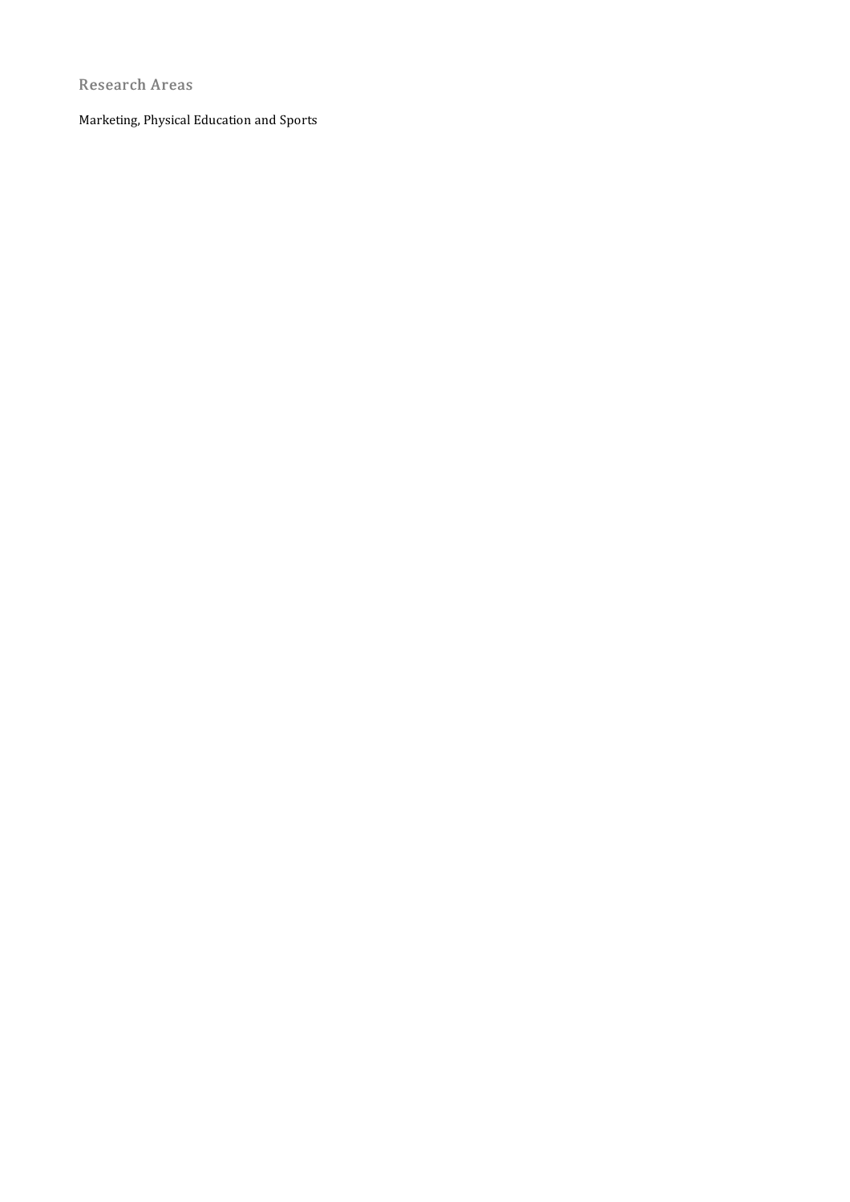## Research Areas

Marketing, Physical Education and Sports